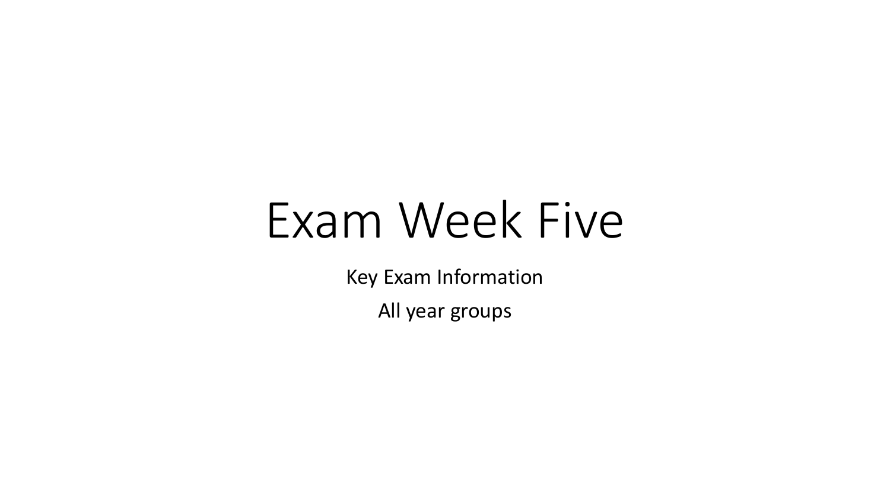# Exam Week Five

Key Exam Information

All year groups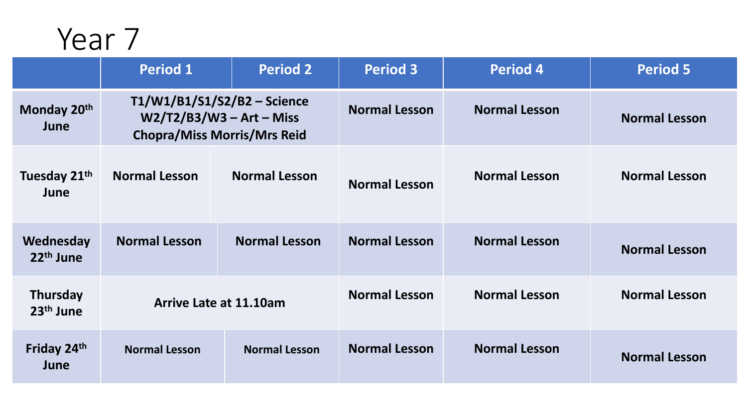# Year 7

| | Period 1 | Period 2 | Period 3 | Period 4 | Period 5 |
|---|---|---|---|---|---|
| **Monday 20th June** | **T1/W1/B1/S1/S2/B2 – Science W2/T2/B3/W3 – Art – Miss Chopra/Miss Morris/Mrs Reid** | | **Normal Lesson** | **Normal Lesson** | **Normal Lesson** |
| **Tuesday 21th June** | **Normal Lesson** | **Normal Lesson** | **Normal Lesson** | **Normal Lesson** | **Normal Lesson** |
| **Wednesday 22th June** | **Normal Lesson** | **Normal Lesson** | **Normal Lesson** | **Normal Lesson** | **Normal Lesson** |
| **Thursday 23th June** | **Arrive Late at 11.10am** | | **Normal Lesson** | **Normal Lesson** | **Normal Lesson** |
| **Friday 24th June** | **Normal Lesson** | **Normal Lesson** | **Normal Lesson** | **Normal Lesson** | **Normal Lesson** |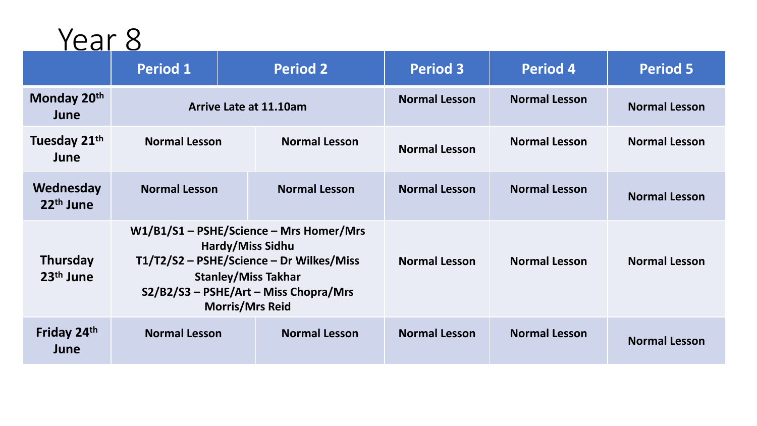# Year 8

| | Period 1 | Period 2 | Period 3 | Period 4 | Period 5 |
|---|---|---|---|---|---|
| **Monday 20th June** | **Arrive Late at 11.10am** | | **Normal Lesson** | **Normal Lesson** | **Normal Lesson** |
| **Tuesday 21th June** | **Normal Lesson** | **Normal Lesson** | **Normal Lesson** | **Normal Lesson** | **Normal Lesson** |
| **Wednesday 22th June** | **Normal Lesson** | **Normal Lesson** | **Normal Lesson** | **Normal Lesson** | **Normal Lesson** |
| **Thursday 23th June** | **W1/B1/S1 – PSHE/Science – Mrs Homer/Mrs Hardy/Miss Sidhu**<br>**T1/T2/S2 – PSHE/Science – Dr Wilkes/Miss Stanley/Miss Takhar**<br>**S2/B2/S3 – PSHE/Art – Miss Chopra/Mrs Morris/Mrs Reid** | | **Normal Lesson** | **Normal Lesson** | **Normal Lesson** |
| **Friday 24th June** | **Normal Lesson** | **Normal Lesson** | **Normal Lesson** | **Normal Lesson** | **Normal Lesson** |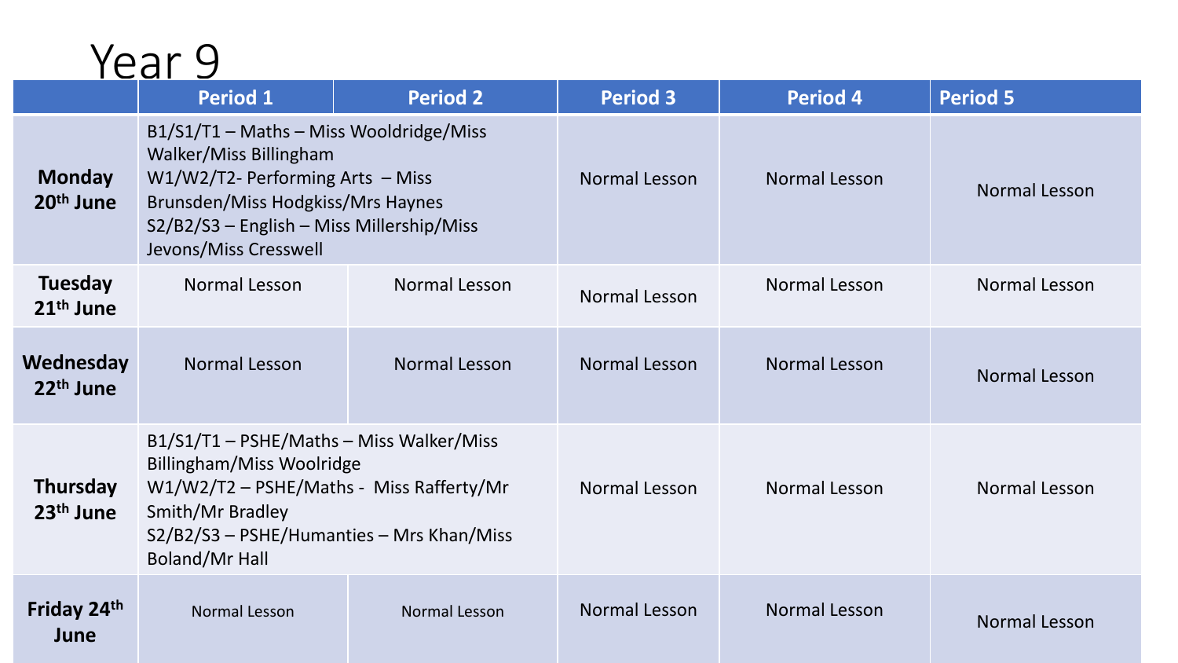# Year 9

| | Period 1 | Period 2 | Period 3 | Period 4 | Period 5 |
|---|---|---|---|---|---|
| **Monday 20th June** | B1/S1/T1 – Maths – Miss Wooldridge/Miss Walker/Miss Billingham<br>W1/W2/T2- Performing Arts – Miss Brunsden/Miss Hodgkiss/Mrs Haynes<br>S2/B2/S3 – English – Miss Millership/Miss Jevons/Miss Cresswell | | Normal Lesson | Normal Lesson | Normal Lesson |
| **Tuesday 21st June** | Normal Lesson | Normal Lesson | Normal Lesson | Normal Lesson | Normal Lesson |
| **Wednesday 22nd June** | Normal Lesson | Normal Lesson | Normal Lesson | Normal Lesson | Normal Lesson |
| **Thursday 23rd June** | B1/S1/T1 – PSHE/Maths – Miss Walker/Miss Billingham/Miss Woolridge<br>W1/W2/T2 – PSHE/Maths - Miss Rafferty/Mr Smith/Mr Bradley<br>S2/B2/S3 – PSHE/Humanties – Mrs Khan/Miss Boland/Mr Hall | | Normal Lesson | Normal Lesson | Normal Lesson |
| **Friday 24th June** | Normal Lesson | Normal Lesson | Normal Lesson | Normal Lesson | Normal Lesson |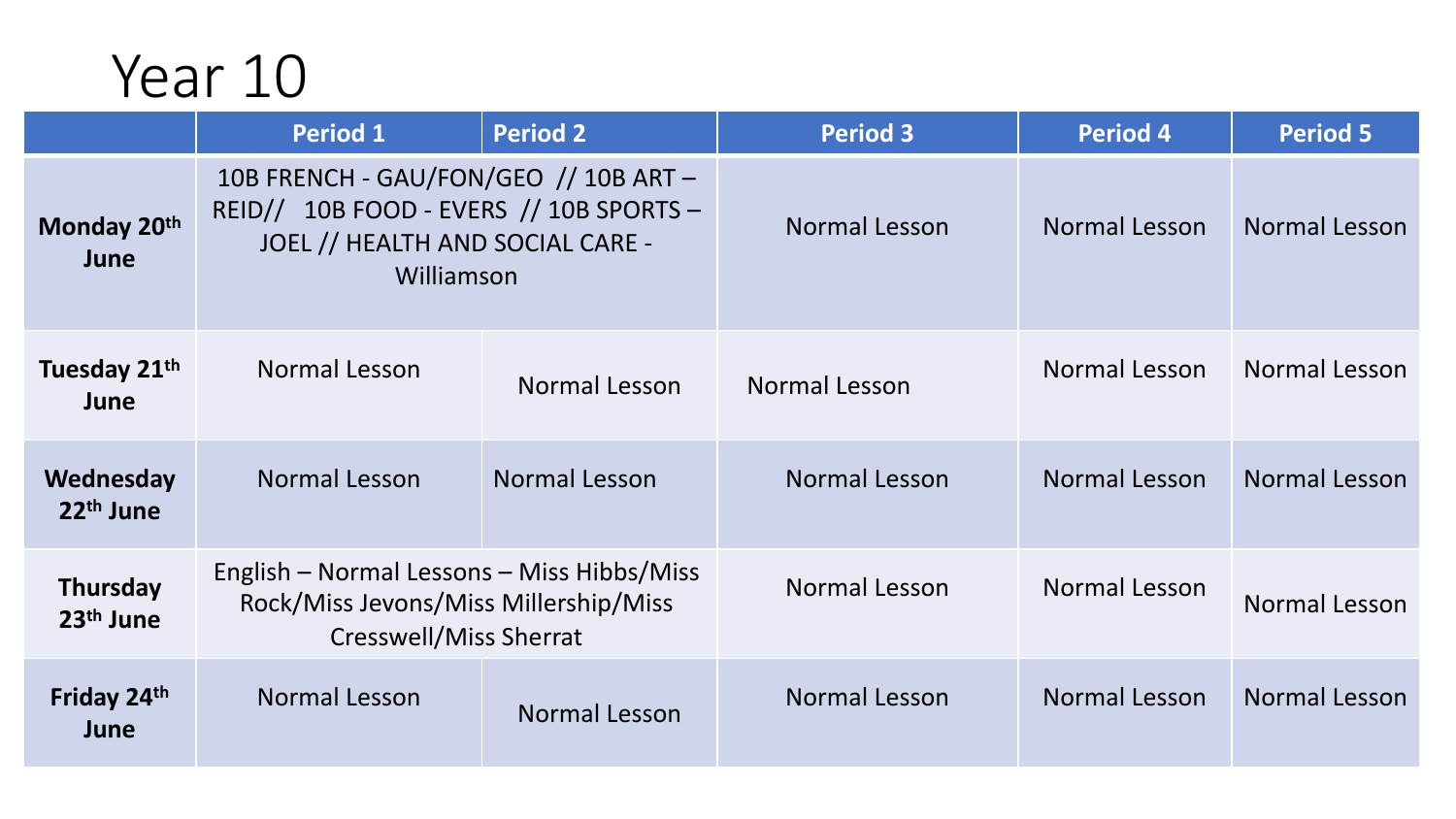# Year 10

| | Period 1 | Period 2 | Period 3 | Period 4 | Period 5 |
|---|---|---|---|---|---|
| **Monday 20th June** | 10B FRENCH - GAU/FON/GEO // 10B ART – REID// 10B FOOD - EVERS // 10B SPORTS – JOEL // HEALTH AND SOCIAL CARE - Williamson | | Normal Lesson | Normal Lesson | Normal Lesson |
| **Tuesday 21th June** | Normal Lesson | Normal Lesson | Normal Lesson | Normal Lesson | Normal Lesson |
| **Wednesday 22th June** | Normal Lesson | Normal Lesson | Normal Lesson | Normal Lesson | Normal Lesson |
| **Thursday 23th June** | English – Normal Lessons – Miss Hibbs/Miss Rock/Miss Jevons/Miss Millership/Miss Cresswell/Miss Sherrat | | Normal Lesson | Normal Lesson | Normal Lesson |
| **Friday 24th June** | Normal Lesson | Normal Lesson | Normal Lesson | Normal Lesson | Normal Lesson |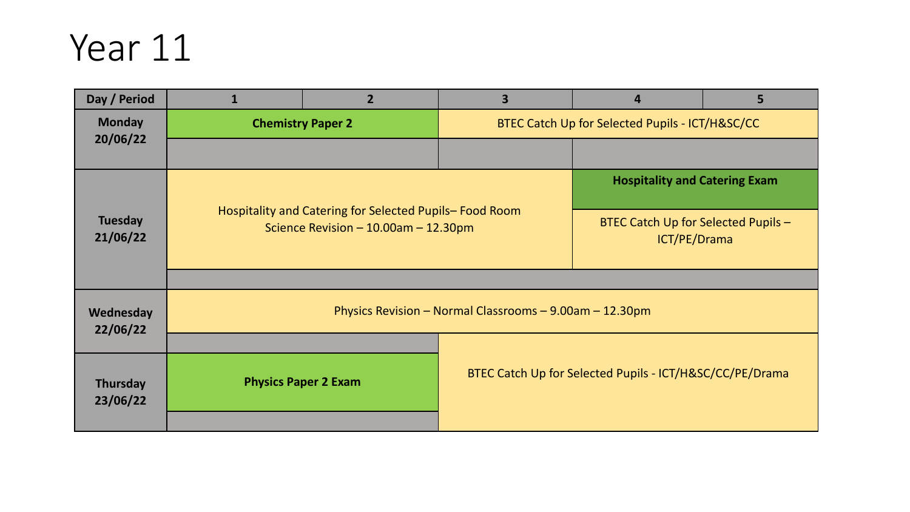# Year 11

| Day / Period | 1 | 2 | 3 | 4 | 5 |
|---|---|---|---|---|---|
| Monday 20/06/22 | **Chemistry Paper 2** | | BTEC Catch Up for Selected Pupils - ICT/H&SC/CC | | |
| | | | | | |
| Tuesday 21/06/22 | Hospitality and Catering for Selected Pupils– Food Room Science Revision – 10.00am – 12.30pm | | | **Hospitality and Catering Exam** | |
| | | | | BTEC Catch Up for Selected Pupils – ICT/PE/Drama | |
| | | | | | |
| Wednesday 22/06/22 | Physics Revision – Normal Classrooms – 9.00am – 12.30pm | | | | |
| | | | | | |
| Thursday 23/06/22 | **Physics Paper 2 Exam** | | BTEC Catch Up for Selected Pupils - ICT/H&SC/CC/PE/Drama | | |
| | | | | | |